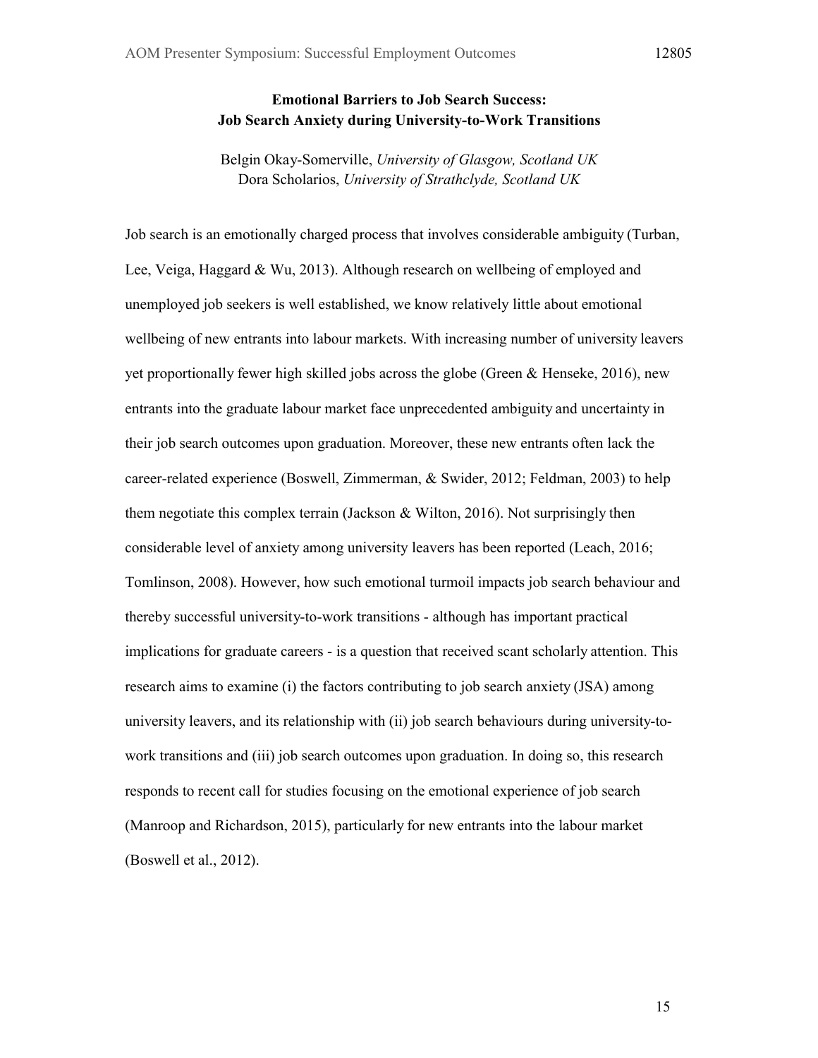## Emotional Barriers to Job Search Success:
## Job Search Anxiety during University-to-Work Transitions

Belgin Okay-Somerville, *University of Glasgow, Scotland UK*
Dora Scholarios, *University of Strathclyde, Scotland UK*

Job search is an emotionally charged process that involves considerable ambiguity (Turban, Lee, Veiga, Haggard & Wu, 2013). Although research on wellbeing of employed and unemployed job seekers is well established, we know relatively little about emotional wellbeing of new entrants into labour markets. With increasing number of university leavers yet proportionally fewer high skilled jobs across the globe (Green & Henseke, 2016), new entrants into the graduate labour market face unprecedented ambiguity and uncertainty in their job search outcomes upon graduation. Moreover, these new entrants often lack the career-related experience (Boswell, Zimmerman, & Swider, 2012; Feldman, 2003) to help them negotiate this complex terrain (Jackson & Wilton, 2016). Not surprisingly then considerable level of anxiety among university leavers has been reported (Leach, 2016; Tomlinson, 2008). However, how such emotional turmoil impacts job search behaviour and thereby successful university-to-work transitions - although has important practical implications for graduate careers - is a question that received scant scholarly attention. This research aims to examine (i) the factors contributing to job search anxiety (JSA) among university leavers, and its relationship with (ii) job search behaviours during university-to-work transitions and (iii) job search outcomes upon graduation. In doing so, this research responds to recent call for studies focusing on the emotional experience of job search (Manroop and Richardson, 2015), particularly for new entrants into the labour market (Boswell et al., 2012).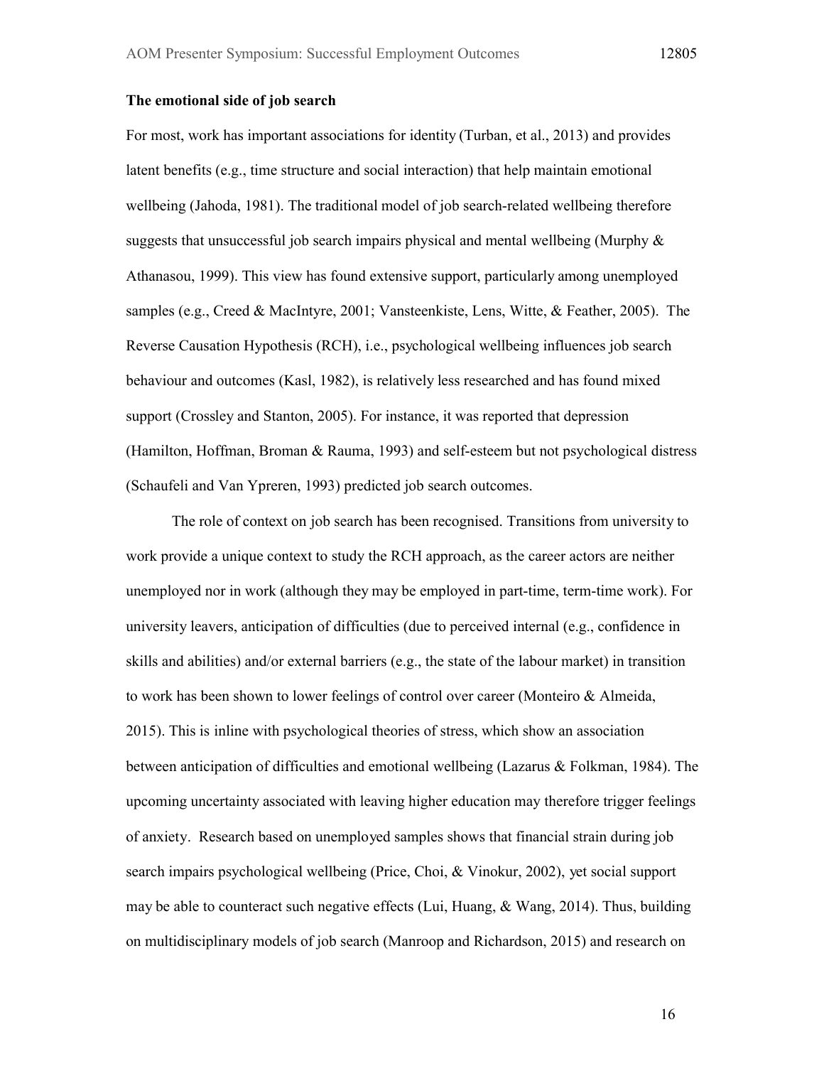**The emotional side of job search**

For most, work has important associations for identity (Turban, et al., 2013) and provides latent benefits (e.g., time structure and social interaction) that help maintain emotional wellbeing (Jahoda, 1981). The traditional model of job search-related wellbeing therefore suggests that unsuccessful job search impairs physical and mental wellbeing (Murphy & Athanasou, 1999). This view has found extensive support, particularly among unemployed samples (e.g., Creed & MacIntyre, 2001; Vansteenkiste, Lens, Witte, & Feather, 2005). The Reverse Causation Hypothesis (RCH), i.e., psychological wellbeing influences job search behaviour and outcomes (Kasl, 1982), is relatively less researched and has found mixed support (Crossley and Stanton, 2005). For instance, it was reported that depression (Hamilton, Hoffman, Broman & Rauma, 1993) and self-esteem but not psychological distress (Schaufeli and Van Ypreren, 1993) predicted job search outcomes.

The role of context on job search has been recognised. Transitions from university to work provide a unique context to study the RCH approach, as the career actors are neither unemployed nor in work (although they may be employed in part-time, term-time work). For university leavers, anticipation of difficulties (due to perceived internal (e.g., confidence in skills and abilities) and/or external barriers (e.g., the state of the labour market) in transition to work has been shown to lower feelings of control over career (Monteiro & Almeida, 2015). This is inline with psychological theories of stress, which show an association between anticipation of difficulties and emotional wellbeing (Lazarus & Folkman, 1984). The upcoming uncertainty associated with leaving higher education may therefore trigger feelings of anxiety. Research based on unemployed samples shows that financial strain during job search impairs psychological wellbeing (Price, Choi, & Vinokur, 2002), yet social support may be able to counteract such negative effects (Lui, Huang, & Wang, 2014). Thus, building on multidisciplinary models of job search (Manroop and Richardson, 2015) and research on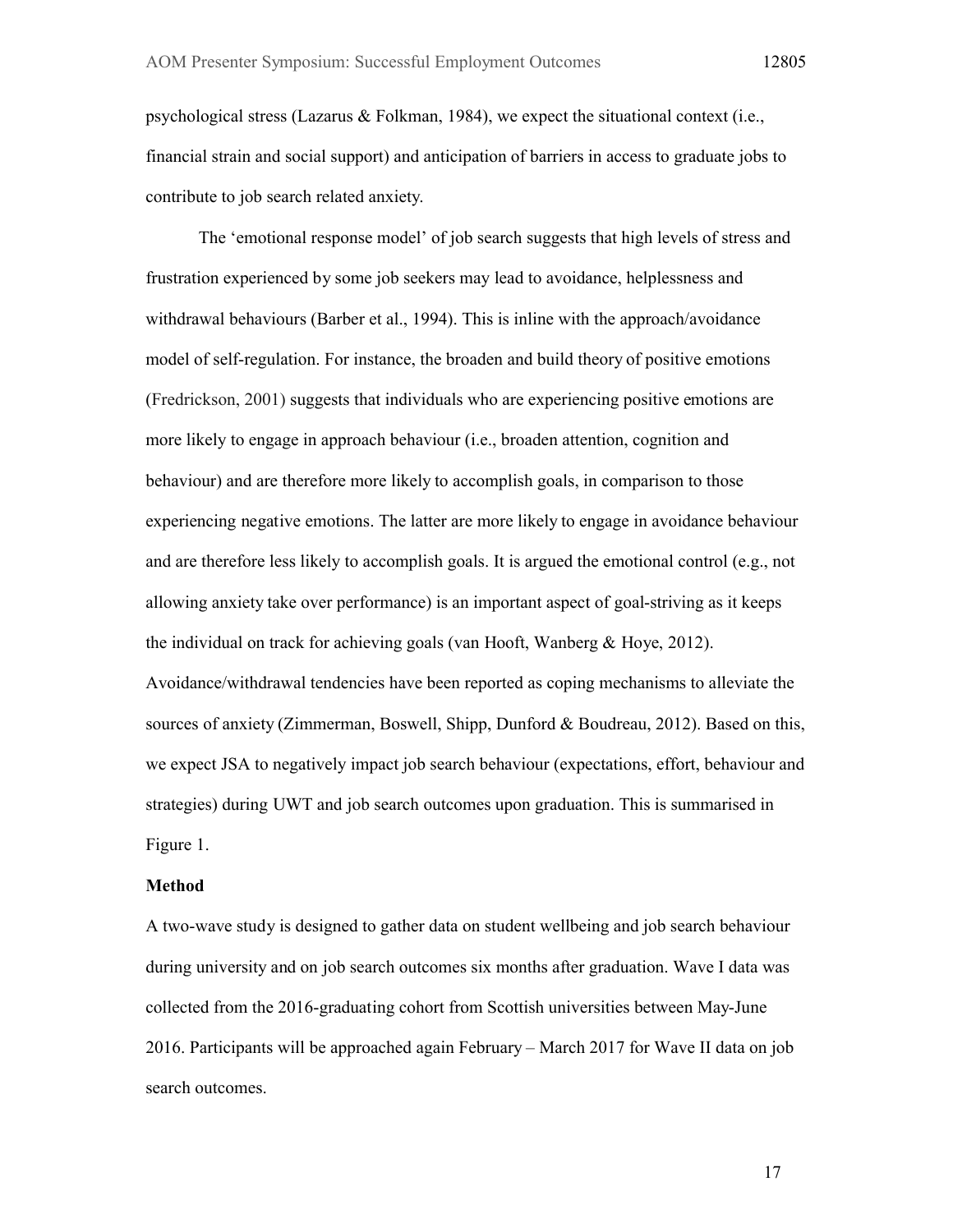psychological stress (Lazarus & Folkman, 1984), we expect the situational context (i.e., financial strain and social support) and anticipation of barriers in access to graduate jobs to contribute to job search related anxiety.

The 'emotional response model' of job search suggests that high levels of stress and frustration experienced by some job seekers may lead to avoidance, helplessness and withdrawal behaviours (Barber et al., 1994). This is inline with the approach/avoidance model of self-regulation. For instance, the broaden and build theory of positive emotions (Fredrickson, 2001) suggests that individuals who are experiencing positive emotions are more likely to engage in approach behaviour (i.e., broaden attention, cognition and behaviour) and are therefore more likely to accomplish goals, in comparison to those experiencing negative emotions. The latter are more likely to engage in avoidance behaviour and are therefore less likely to accomplish goals. It is argued the emotional control (e.g., not allowing anxiety take over performance) is an important aspect of goal-striving as it keeps the individual on track for achieving goals (van Hooft, Wanberg & Hoye, 2012). Avoidance/withdrawal tendencies have been reported as coping mechanisms to alleviate the sources of anxiety (Zimmerman, Boswell, Shipp, Dunford & Boudreau, 2012). Based on this, we expect JSA to negatively impact job search behaviour (expectations, effort, behaviour and strategies) during UWT and job search outcomes upon graduation. This is summarised in Figure 1.

**Method**

A two-wave study is designed to gather data on student wellbeing and job search behaviour during university and on job search outcomes six months after graduation. Wave I data was collected from the 2016-graduating cohort from Scottish universities between May-June 2016. Participants will be approached again February – March 2017 for Wave II data on job search outcomes.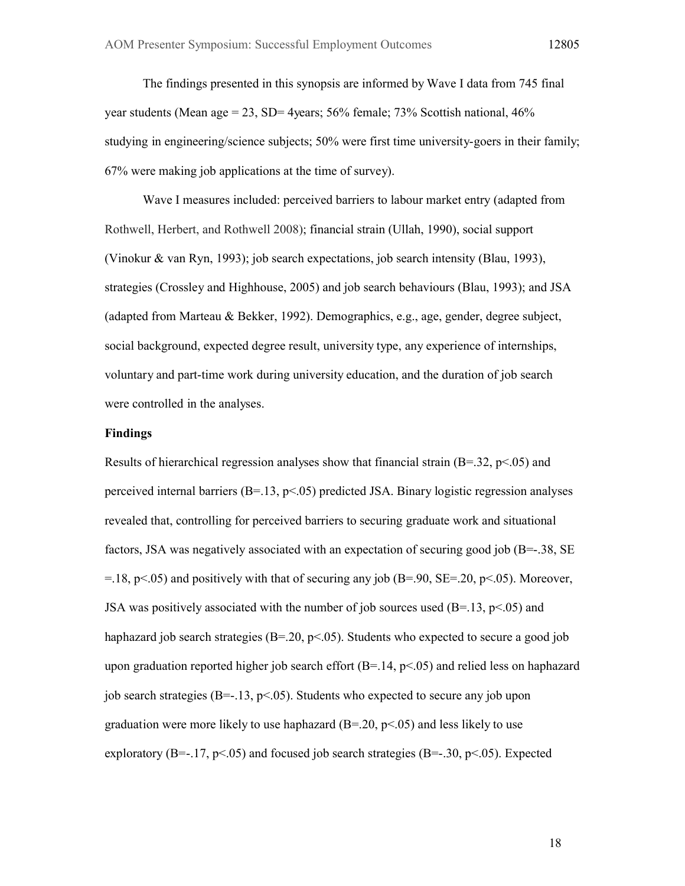The findings presented in this synopsis are informed by Wave I data from 745 final year students (Mean age = 23, SD= 4years; 56% female; 73% Scottish national, 46% studying in engineering/science subjects; 50% were first time university-goers in their family; 67% were making job applications at the time of survey).

Wave I measures included: perceived barriers to labour market entry (adapted from Rothwell, Herbert, and Rothwell 2008); financial strain (Ullah, 1990), social support (Vinokur & van Ryn, 1993); job search expectations, job search intensity (Blau, 1993), strategies (Crossley and Highhouse, 2005) and job search behaviours (Blau, 1993); and JSA (adapted from Marteau & Bekker, 1992). Demographics, e.g., age, gender, degree subject, social background, expected degree result, university type, any experience of internships, voluntary and part-time work during university education, and the duration of job search were controlled in the analyses.

**Findings**

Results of hierarchical regression analyses show that financial strain ($B=.32$, $p<.05$) and perceived internal barriers ($B=.13$, $p<.05$) predicted JSA. Binary logistic regression analyses revealed that, controlling for perceived barriers to securing graduate work and situational factors, JSA was negatively associated with an expectation of securing good job ($B=-.38$, $SE=.18$, $p<.05$) and positively with that of securing any job ($B=.90$, $SE=.20$, $p<.05$). Moreover, JSA was positively associated with the number of job sources used ($B=.13$, $p<.05$) and haphazard job search strategies ($B=.20$, $p<.05$). Students who expected to secure a good job upon graduation reported higher job search effort ($B=.14$, $p<.05$) and relied less on haphazard job search strategies ($B=-.13$, $p<.05$). Students who expected to secure any job upon graduation were more likely to use haphazard ($B=.20$, $p<.05$) and less likely to use exploratory ($B=-.17$, $p<.05$) and focused job search strategies ($B=-.30$, $p<.05$). Expected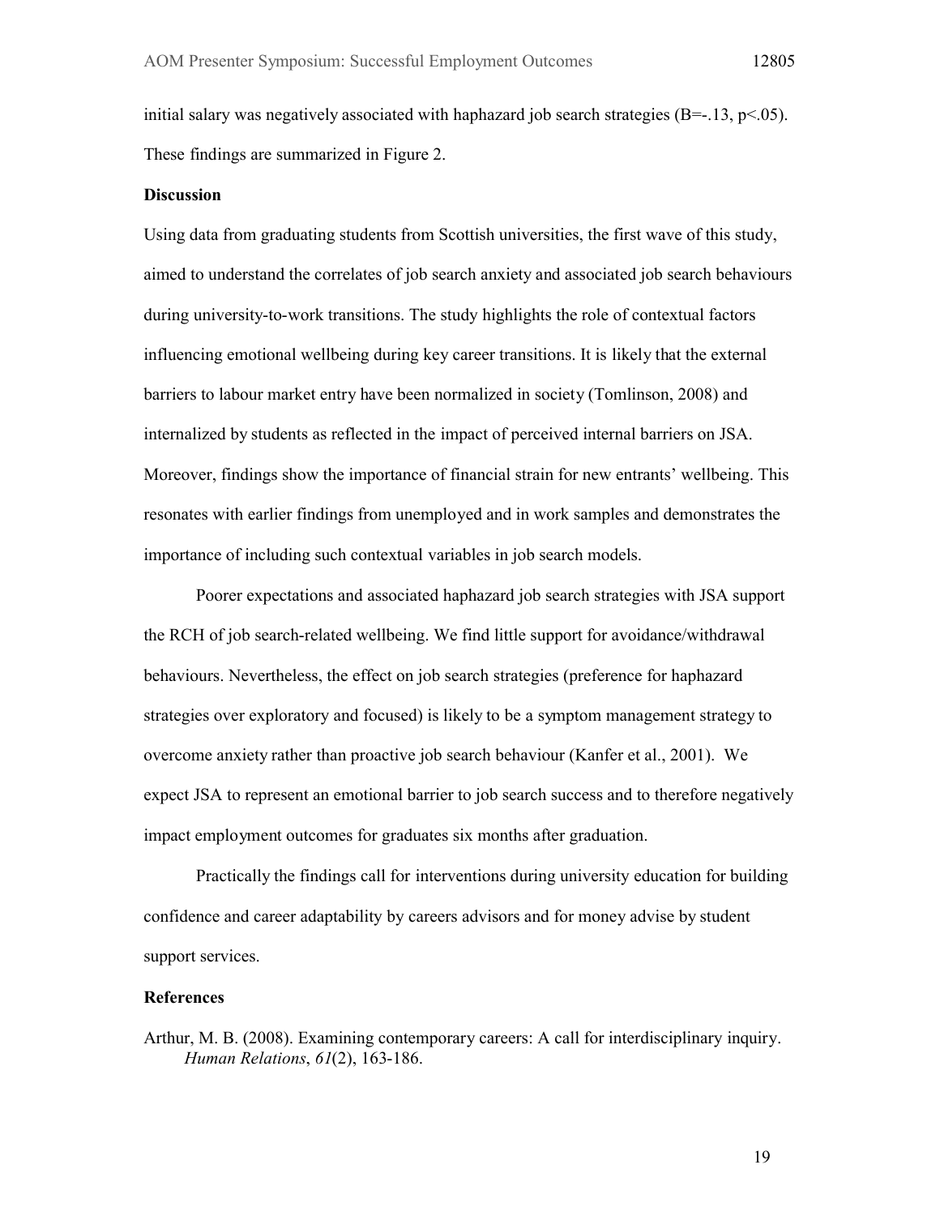initial salary was negatively associated with haphazard job search strategies ($B=-.13$, $p<.05$). These findings are summarized in Figure 2.

## Discussion

Using data from graduating students from Scottish universities, the first wave of this study, aimed to understand the correlates of job search anxiety and associated job search behaviours during university-to-work transitions. The study highlights the role of contextual factors influencing emotional wellbeing during key career transitions. It is likely that the external barriers to labour market entry have been normalized in society (Tomlinson, 2008) and internalized by students as reflected in the impact of perceived internal barriers on JSA. Moreover, findings show the importance of financial strain for new entrants' wellbeing. This resonates with earlier findings from unemployed and in work samples and demonstrates the importance of including such contextual variables in job search models.

Poorer expectations and associated haphazard job search strategies with JSA support the RCH of job search-related wellbeing. We find little support for avoidance/withdrawal behaviours. Nevertheless, the effect on job search strategies (preference for haphazard strategies over exploratory and focused) is likely to be a symptom management strategy to overcome anxiety rather than proactive job search behaviour (Kanfer et al., 2001). We expect JSA to represent an emotional barrier to job search success and to therefore negatively impact employment outcomes for graduates six months after graduation.

Practically the findings call for interventions during university education for building confidence and career adaptability by careers advisors and for money advise by student support services.

## References

Arthur, M. B. (2008). Examining contemporary careers: A call for interdisciplinary inquiry. *Human Relations*, *61*(2), 163-186.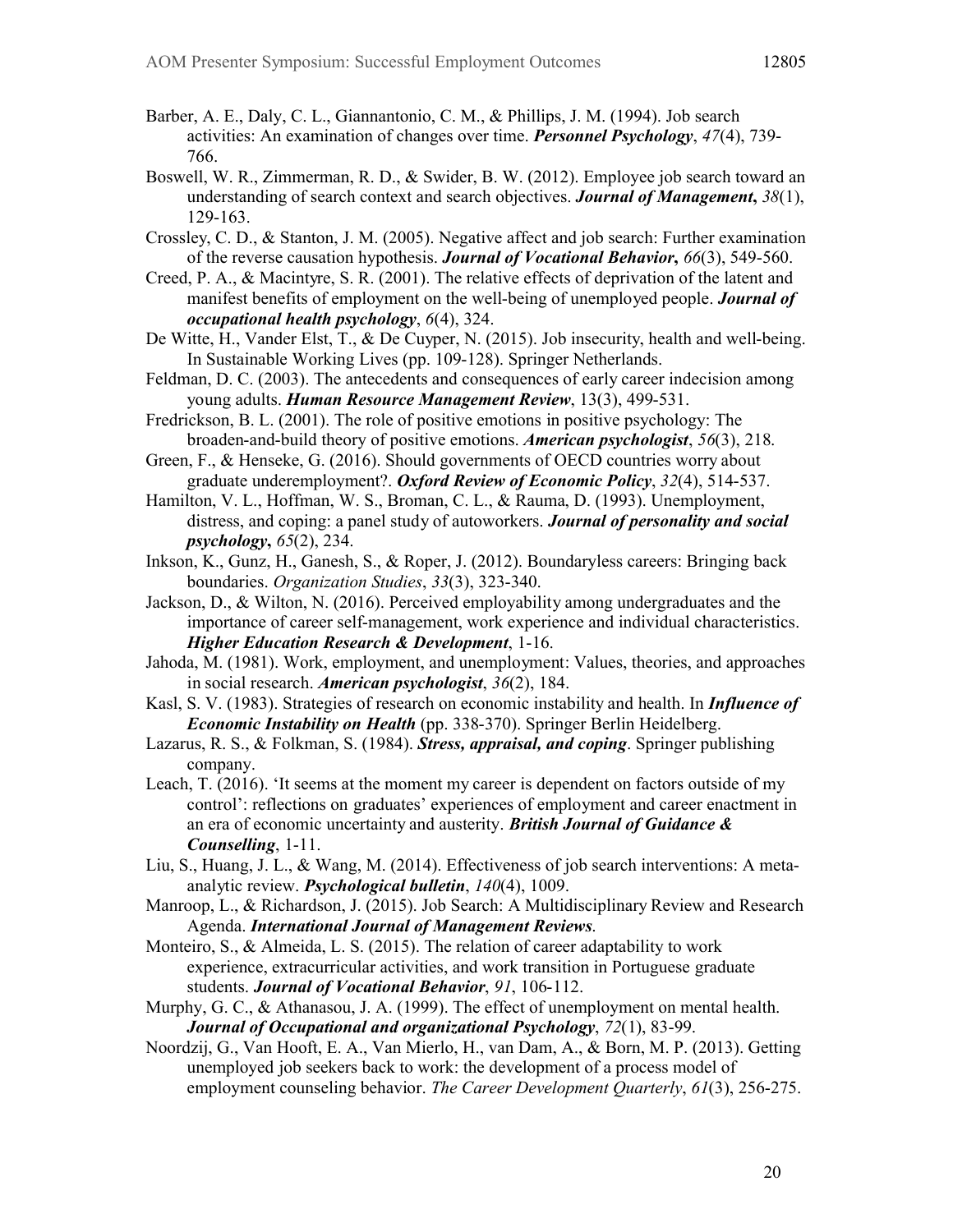Barber, A. E., Daly, C. L., Giannantonio, C. M., & Phillips, J. M. (1994). Job search activities: An examination of changes over time. ***Personnel Psychology***, *47*(4), 739-766.

Boswell, W. R., Zimmerman, R. D., & Swider, B. W. (2012). Employee job search toward an understanding of search context and search objectives. ***Journal of Management***, *38*(1), 129-163.

Crossley, C. D., & Stanton, J. M. (2005). Negative affect and job search: Further examination of the reverse causation hypothesis. ***Journal of Vocational Behavior***, *66*(3), 549-560.

Creed, P. A., & Macintyre, S. R. (2001). The relative effects of deprivation of the latent and manifest benefits of employment on the well-being of unemployed people. ***Journal of occupational health psychology***, *6*(4), 324.

De Witte, H., Vander Elst, T., & De Cuyper, N. (2015). Job insecurity, health and well-being. In Sustainable Working Lives (pp. 109-128). Springer Netherlands.

Feldman, D. C. (2003). The antecedents and consequences of early career indecision among young adults. ***Human Resource Management Review***, 13(3), 499-531.

Fredrickson, B. L. (2001). The role of positive emotions in positive psychology: The broaden-and-build theory of positive emotions. ***American psychologist***, *56*(3), 218.

Green, F., & Henseke, G. (2016). Should governments of OECD countries worry about graduate underemployment?. ***Oxford Review of Economic Policy***, *32*(4), 514-537.

Hamilton, V. L., Hoffman, W. S., Broman, C. L., & Rauma, D. (1993). Unemployment, distress, and coping: a panel study of autoworkers. ***Journal of personality and social psychology***, *65*(2), 234.

Inkson, K., Gunz, H., Ganesh, S., & Roper, J. (2012). Boundaryless careers: Bringing back boundaries. *Organization Studies*, *33*(3), 323-340.

Jackson, D., & Wilton, N. (2016). Perceived employability among undergraduates and the importance of career self-management, work experience and individual characteristics. ***Higher Education Research & Development***, 1-16.

Jahoda, M. (1981). Work, employment, and unemployment: Values, theories, and approaches in social research. ***American psychologist***, *36*(2), 184.

Kasl, S. V. (1983). Strategies of research on economic instability and health. In ***Influence of Economic Instability on Health*** (pp. 338-370). Springer Berlin Heidelberg.

Lazarus, R. S., & Folkman, S. (1984). ***Stress, appraisal, and coping***. Springer publishing company.

Leach, T. (2016). 'It seems at the moment my career is dependent on factors outside of my control': reflections on graduates' experiences of employment and career enactment in an era of economic uncertainty and austerity. ***British Journal of Guidance & Counselling***, 1-11.

Liu, S., Huang, J. L., & Wang, M. (2014). Effectiveness of job search interventions: A meta-analytic review. ***Psychological bulletin***, *140*(4), 1009.

Manroop, L., & Richardson, J. (2015). Job Search: A Multidisciplinary Review and Research Agenda. ***International Journal of Management Reviews***.

Monteiro, S., & Almeida, L. S. (2015). The relation of career adaptability to work experience, extracurricular activities, and work transition in Portuguese graduate students. ***Journal of Vocational Behavior***, *91*, 106-112.

Murphy, G. C., & Athanasou, J. A. (1999). The effect of unemployment on mental health. ***Journal of Occupational and organizational Psychology***, *72*(1), 83-99.

Noordzij, G., Van Hooft, E. A., Van Mierlo, H., van Dam, A., & Born, M. P. (2013). Getting unemployed job seekers back to work: the development of a process model of employment counseling behavior. *The Career Development Quarterly*, *61*(3), 256-275.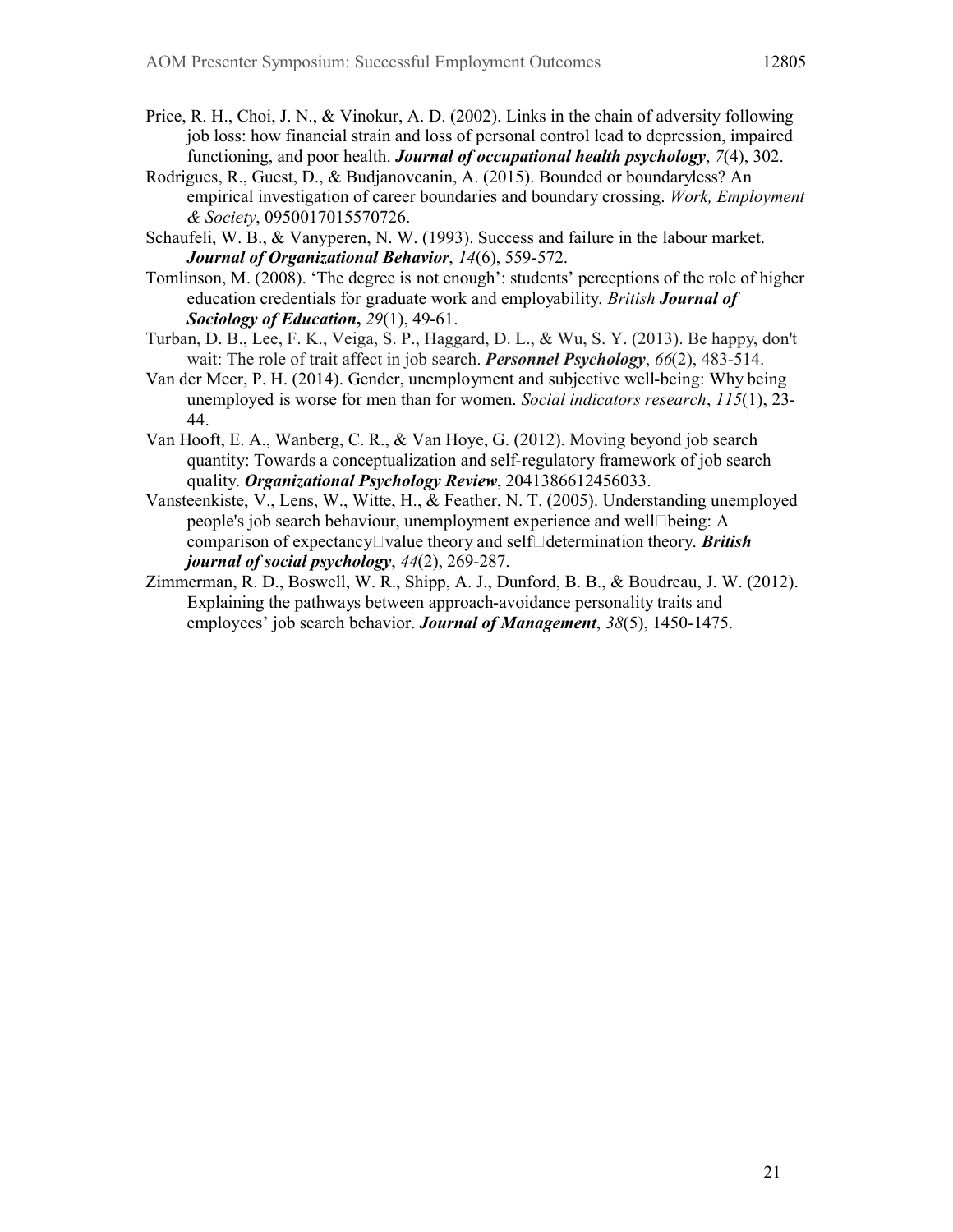Price, R. H., Choi, J. N., & Vinokur, A. D. (2002). Links in the chain of adversity following job loss: how financial strain and loss of personal control lead to depression, impaired functioning, and poor health. ***Journal of occupational health psychology***, *7*(4), 302.

Rodrigues, R., Guest, D., & Budjanovcanin, A. (2015). Bounded or boundaryless? An empirical investigation of career boundaries and boundary crossing. *Work, Employment & Society*, 0950017015570726.

Schaufeli, W. B., & Vanyperen, N. W. (1993). Success and failure in the labour market. ***Journal of Organizational Behavior***, *14*(6), 559-572.

Tomlinson, M. (2008). 'The degree is not enough': students' perceptions of the role of higher education credentials for graduate work and employability. *British* ***Journal of Sociology of Education*****,** *29*(1), 49-61.

Turban, D. B., Lee, F. K., Veiga, S. P., Haggard, D. L., & Wu, S. Y. (2013). Be happy, don't wait: The role of trait affect in job search. ***Personnel Psychology***, *66*(2), 483-514.

Van der Meer, P. H. (2014). Gender, unemployment and subjective well-being: Why being unemployed is worse for men than for women. *Social indicators research*, *115*(1), 23-44.

Van Hooft, E. A., Wanberg, C. R., & Van Hoye, G. (2012). Moving beyond job search quantity: Towards a conceptualization and self-regulatory framework of job search quality. ***Organizational Psychology Review***, 2041386612456033.

Vansteenkiste, V., Lens, W., Witte, H., & Feather, N. T. (2005). Understanding unemployed people's job search behaviour, unemployment experience and well□being: A comparison of expectancy□value theory and self□determination theory. ***British journal of social psychology***, *44*(2), 269-287.

Zimmerman, R. D., Boswell, W. R., Shipp, A. J., Dunford, B. B., & Boudreau, J. W. (2012). Explaining the pathways between approach-avoidance personality traits and employees' job search behavior. ***Journal of Management***, *38*(5), 1450-1475.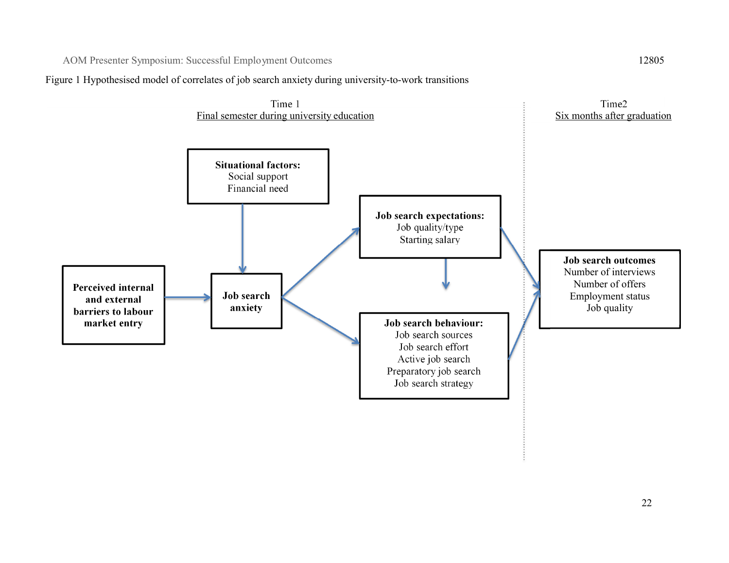Figure 1 Hypothesised model of correlates of job search anxiety during university-to-work transitions

Time 1
Final semester during university education

Time2
Six months after graduation

**Situational factors:**
Social support
Financial need

**Perceived internal and external barriers to labour market entry**

**Job search anxiety**

**Job search expectations:**
Job quality/type
Starting salary

**Job search behaviour:**
Job search sources
Job search effort
Active job search
Preparatory job search
Job search strategy

**Job search outcomes**
Number of interviews
Number of offers
Employment status
Job quality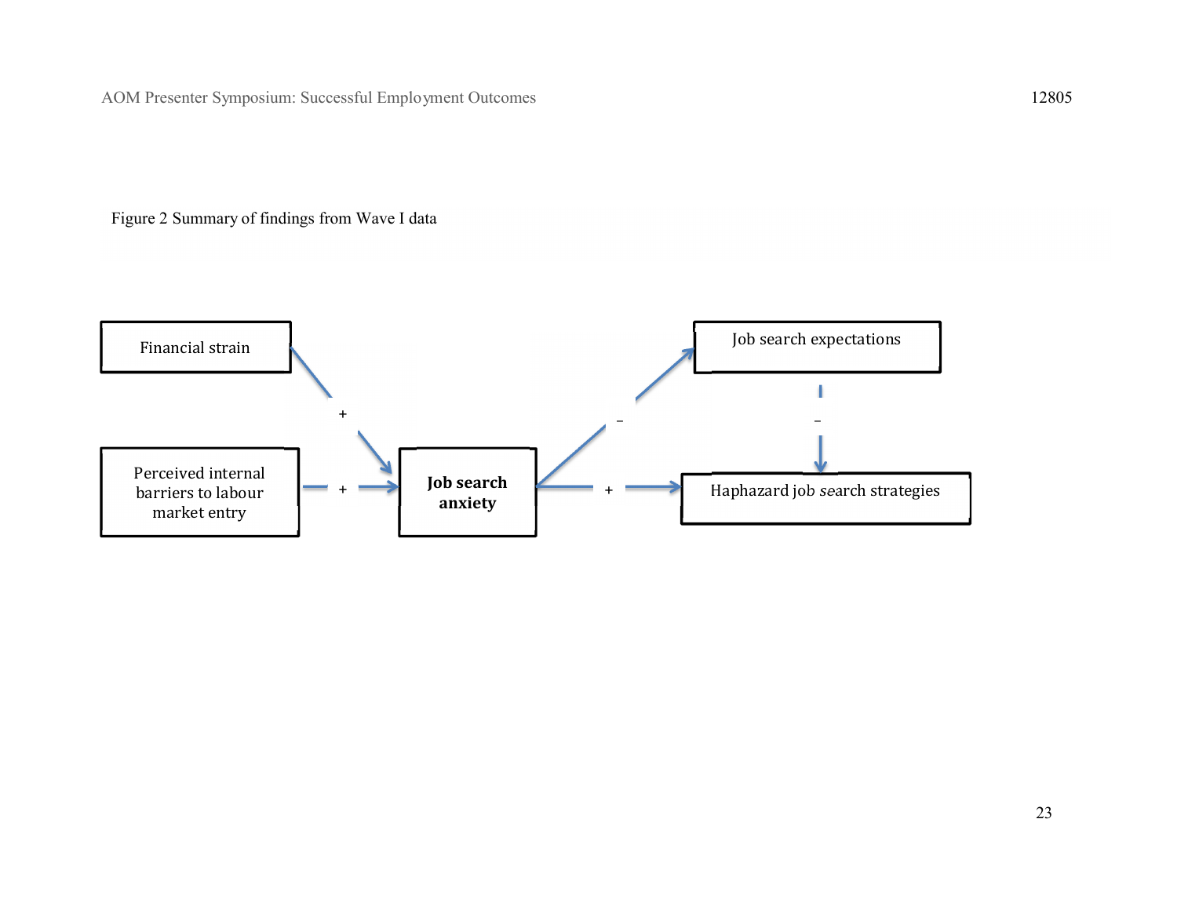Figure 2 Summary of findings from Wave I data

Financial strain

Perceived internal barriers to labour market entry

+

+

**Job search anxiety**

–

+

Job search expectations

–

Haphazard job search strategies